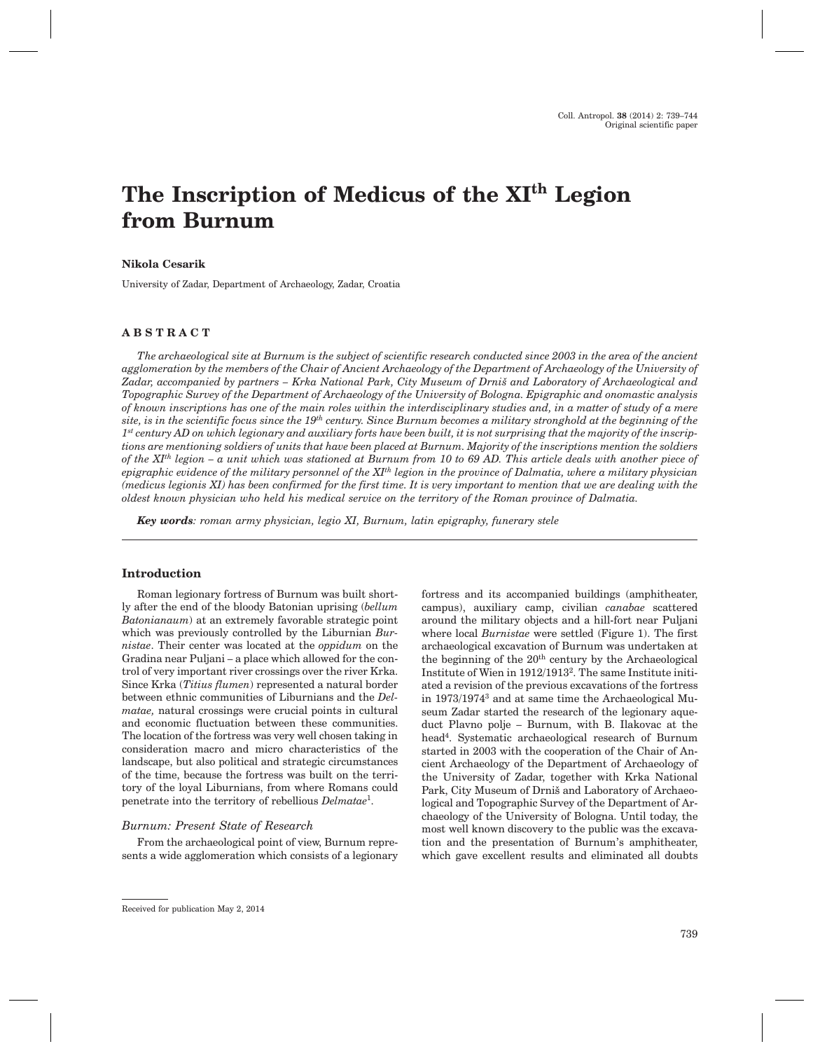Original scientific paper

# The Inscription of Medicus of the XI$^{th}$ Legion from Burnum

**Nikola Cesarik**

University of Zadar, Department of Archaeology, Zadar, Croatia

## ABSTRACT

*The archaeological site at Burnum is the subject of scientific research conducted since 2003 in the area of the ancient agglomeration by the members of the Chair of Ancient Archaeology of the Department of Archaeology of the University of Zadar, accompanied by partners – Krka National Park, City Museum of Drniš and Laboratory of Archaeological and Topographic Survey of the Department of Archaeology of the University of Bologna. Epigraphic and onomastic analysis of known inscriptions has one of the main roles within the interdisciplinary studies and, in a matter of study of a mere site, is in the scientific focus since the 19$^{th}$ century. Since Burnum becomes a military stronghold at the beginning of the 1$^{st}$ century AD on which legionary and auxiliary forts have been built, it is not surprising that the majority of the inscriptions are mentioning soldiers of units that have been placed at Burnum. Majority of the inscriptions mention the soldiers of the XI$^{th}$ legion – a unit which was stationed at Burnum from 10 to 69 AD. This article deals with another piece of epigraphic evidence of the military personnel of the XI$^{th}$ legion in the province of Dalmatia, where a military physician (medicus legionis XI) has been confirmed for the first time. It is very important to mention that we are dealing with the oldest known physician who held his medical service on the territory of the Roman province of Dalmatia.*

***Key words****: roman army physician, legio XI, Burnum, latin epigraphy, funerary stele*

## Introduction

Roman legionary fortress of Burnum was built shortly after the end of the bloody Batonian uprising (*bellum Batonianaum*) at an extremely favorable strategic point which was previously controlled by the Liburnian *Burnistae*. Their center was located at the *oppidum* on the Gradina near Puljani – a place which allowed for the control of very important river crossings over the river Krka. Since Krka (*Titius flumen*) represented a natural border between ethnic communities of Liburnians and the *Delmatae,* natural crossings were crucial points in cultural and economic fluctuation between these communities. The location of the fortress was very well chosen taking in consideration macro and micro characteristics of the landscape, but also political and strategic circumstances of the time, because the fortress was built on the territory of the loyal Liburnians, from where Romans could penetrate into the territory of rebellious *Delmatae*[1].

### *Burnum: Present State of Research*

From the archaeological point of view, Burnum represents a wide agglomeration which consists of a legionary fortress and its accompanied buildings (amphitheater, campus), auxiliary camp, civilian *canabae* scattered around the military objects and a hill-fort near Puljani where local *Burnistae* were settled (Figure 1). The first archaeological excavation of Burnum was undertaken at the beginning of the 20$^{th}$ century by the Archaeological Institute of Wien in 1912/1913[2]. The same Institute initiated a revision of the previous excavations of the fortress in 1973/1974[3] and at same time the Archaeological Museum Zadar started the research of the legionary aqueduct Plavno polje – Burnum, with B. Ilakovac at the head[4]. Systematic archaeological research of Burnum started in 2003 with the cooperation of the Chair of Ancient Archaeology of the Department of Archaeology of the University of Zadar, together with Krka National Park, City Museum of Drniš and Laboratory of Archaeological and Topographic Survey of the Department of Archaeology of the University of Bologna. Until today, the most well known discovery to the public was the excavation and the presentation of Burnum's amphitheater, which gave excellent results and eliminated all doubts

Received for publication May 2, 2014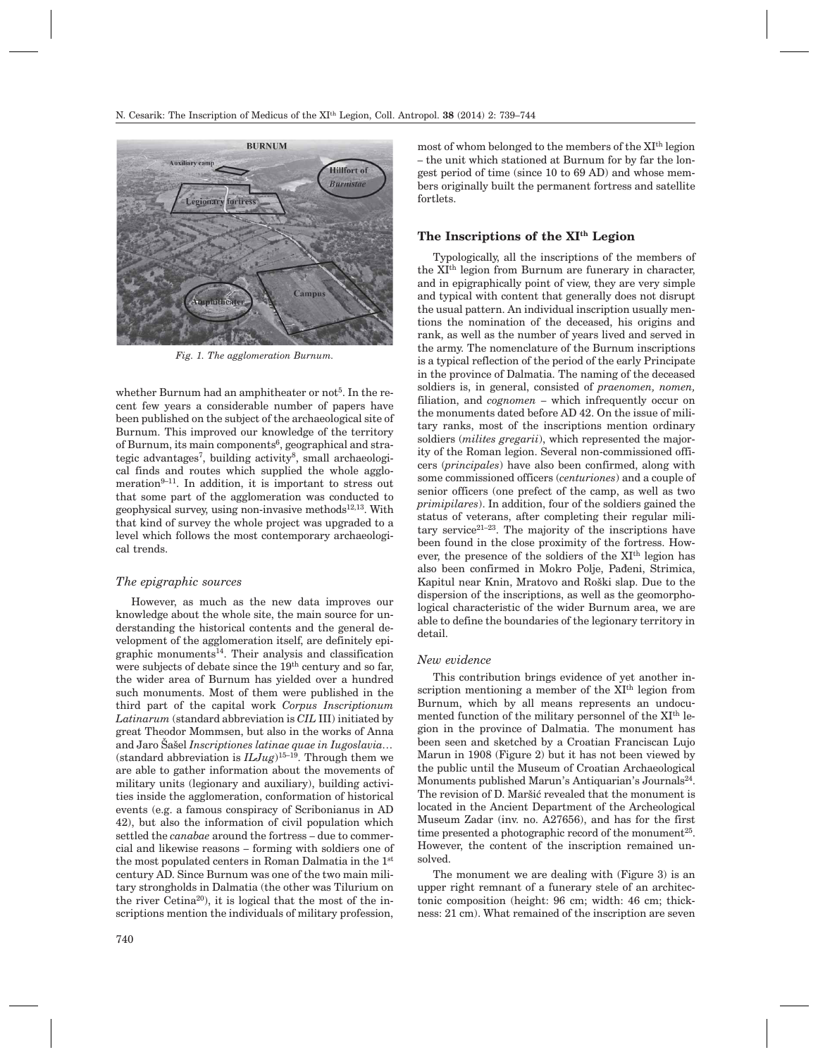Fig. 1. The agglomeration Burnum.

whether Burnum had an amphitheater or not[5]. In the recent few years a considerable number of papers have been published on the subject of the archaeological site of Burnum. This improved our knowledge of the territory of Burnum, its main components[6], geographical and strategic advantages[7], building activity[8], small archaeological finds and routes which supplied the whole agglomeration[9–11]. In addition, it is important to stress out that some part of the agglomeration was conducted to geophysical survey, using non-invasive methods[12,13]. With that kind of survey the whole project was upgraded to a level which follows the most contemporary archaeological trends.

### *The epigraphic sources*

However, as much as the new data improves our knowledge about the whole site, the main source for understanding the historical contents and the general development of the agglomeration itself, are definitely epigraphic monuments[14]. Their analysis and classification were subjects of debate since the 19th century and so far, the wider area of Burnum has yielded over a hundred such monuments. Most of them were published in the third part of the capital work *Corpus Inscriptionum Latinarum* (standard abbreviation is *CIL* III) initiated by great Theodor Mommsen, but also in the works of Anna and Jaro Šašel *Inscriptiones latinae quae in Iugoslavia…* (standard abbreviation is *ILJug*)[15–19]. Through them we are able to gather information about the movements of military units (legionary and auxiliary), building activities inside the agglomeration, conformation of historical events (e.g. a famous conspiracy of Scribonianus in AD 42), but also the information of civil population which settled the *canabae* around the fortress – due to commercial and likewise reasons – forming with soldiers one of the most populated centers in Roman Dalmatia in the 1st century AD. Since Burnum was one of the two main military strongholds in Dalmatia (the other was Tilurium on the river Cetina[20]), it is logical that the most of the inscriptions mention the individuals of military profession, most of whom belonged to the members of the XIth legion – the unit which stationed at Burnum for by far the longest period of time (since 10 to 69 AD) and whose members originally built the permanent fortress and satellite fortlets.

## The Inscriptions of the XIth Legion

Typologically, all the inscriptions of the members of the XIth legion from Burnum are funerary in character, and in epigraphically point of view, they are very simple and typical with content that generally does not disrupt the usual pattern. An individual inscription usually mentions the nomination of the deceased, his origins and rank, as well as the number of years lived and served in the army. The nomenclature of the Burnum inscriptions is a typical reflection of the period of the early Principate in the province of Dalmatia. The naming of the deceased soldiers is, in general, consisted of *praenomen, nomen,* filiation, and *cognomen* – which infrequently occur on the monuments dated before AD 42. On the issue of military ranks, most of the inscriptions mention ordinary soldiers (*milites gregarii*), which represented the majority of the Roman legion. Several non-commissioned officers (*principales*) have also been confirmed, along with some commissioned officers (*centuriones*) and a couple of senior officers (one prefect of the camp, as well as two *primipilares*). In addition, four of the soldiers gained the status of veterans, after completing their regular military service[21–23]. The majority of the inscriptions have been found in the close proximity of the fortress. However, the presence of the soldiers of the XIth legion has also been confirmed in Mokro Polje, Pađeni, Strimica, Kapitul near Knin, Mratovo and Roški slap. Due to the dispersion of the inscriptions, as well as the geomorphological characteristic of the wider Burnum area, we are able to define the boundaries of the legionary territory in detail.

### *New evidence*

This contribution brings evidence of yet another inscription mentioning a member of the XIth legion from Burnum, which by all means represents an undocumented function of the military personnel of the XIth legion in the province of Dalmatia. The monument has been seen and sketched by a Croatian Franciscan Lujo Marun in 1908 (Figure 2) but it has not been viewed by the public until the Museum of Croatian Archaeological Monuments published Marun's Antiquarian's Journals[24]. The revision of D. Maršić revealed that the monument is located in the Ancient Department of the Archeological Museum Zadar (inv. no. A27656), and has for the first time presented a photographic record of the monument[25]. However, the content of the inscription remained unsolved.

The monument we are dealing with (Figure 3) is an upper right remnant of a funerary stele of an architectonic composition (height: 96 cm; width: 46 cm; thickness: 21 cm). What remained of the inscription are seven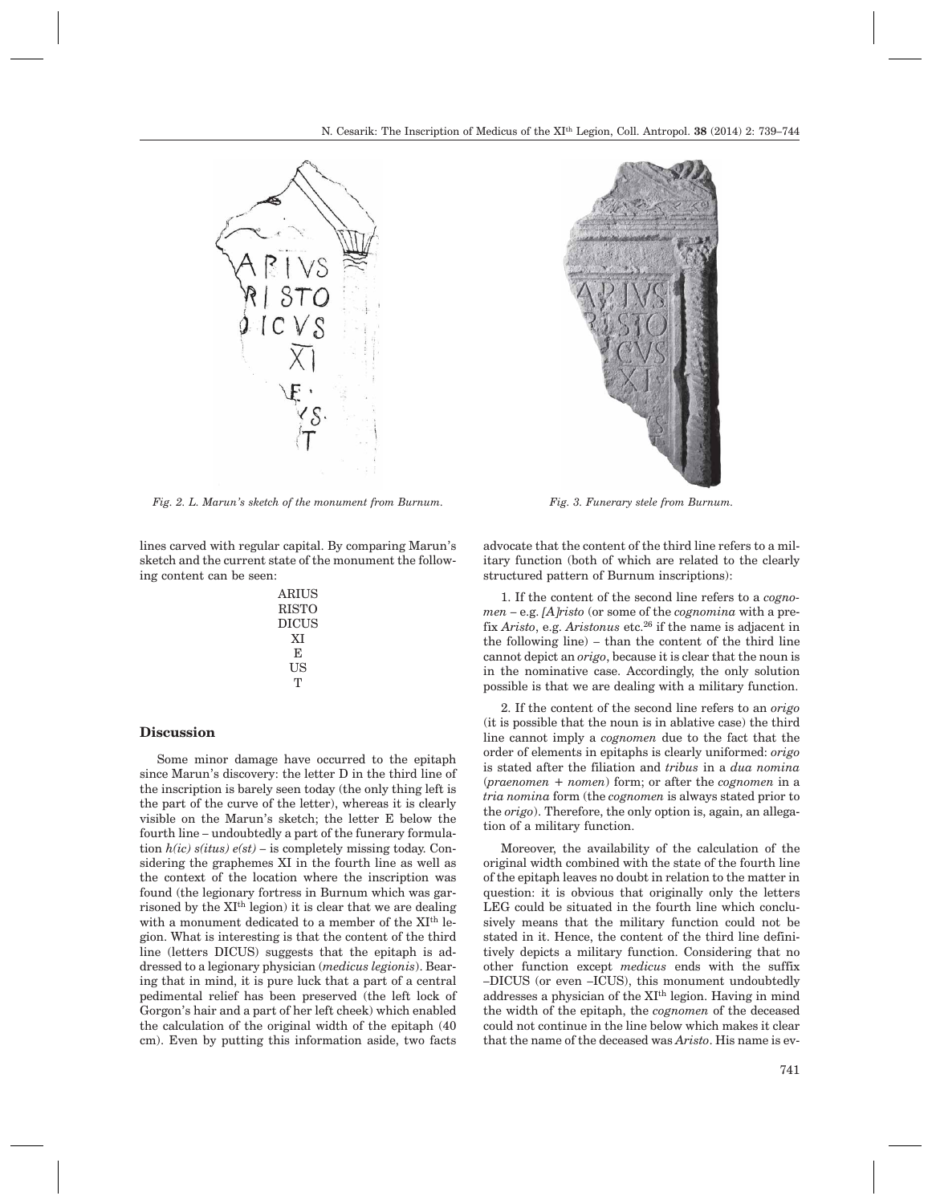Fig. 2. L. Marun's sketch of the monument from Burnum.

Fig. 3. Funerary stele from Burnum.

lines carved with regular capital. By comparing Marun's sketch and the current state of the monument the following content can be seen:

ARIUS
RISTO
DICUS
XI
E
US
T

## Discussion

Some minor damage have occurred to the epitaph since Marun's discovery: the letter D in the third line of the inscription is barely seen today (the only thing left is the part of the curve of the letter), whereas it is clearly visible on the Marun's sketch; the letter E below the fourth line – undoubtedly a part of the funerary formulation *h(ic) s(itus) e(st)* – is completely missing today. Considering the graphemes XI in the fourth line as well as the context of the location where the inscription was found (the legionary fortress in Burnum which was garrisoned by the XI[th] legion) it is clear that we are dealing with a monument dedicated to a member of the XI[th] legion. What is interesting is that the content of the third line (letters DICUS) suggests that the epitaph is addressed to a legionary physician (*medicus legionis*). Bearing that in mind, it is pure luck that a part of a central pedimental relief has been preserved (the left lock of Gorgon's hair and a part of her left cheek) which enabled the calculation of the original width of the epitaph (40 cm). Even by putting this information aside, two facts advocate that the content of the third line refers to a military function (both of which are related to the clearly structured pattern of Burnum inscriptions):

1. If the content of the second line refers to a *cognomen* – e.g. *[A]risto* (or some of the *cognomina* with a prefix *Aristo*, e.g. *Aristonus* etc.[26] if the name is adjacent in the following line) – than the content of the third line cannot depict an *origo*, because it is clear that the noun is in the nominative case. Accordingly, the only solution possible is that we are dealing with a military function.

2. If the content of the second line refers to an *origo* (it is possible that the noun is in ablative case) the third line cannot imply a *cognomen* due to the fact that the order of elements in epitaphs is clearly uniformed: *origo* is stated after the filiation and *tribus* in a *dua nomina* (*praenomen + nomen*) form; or after the *cognomen* in a *tria nomina* form (the *cognomen* is always stated prior to the *origo*). Therefore, the only option is, again, an allegation of a military function.

Moreover, the availability of the calculation of the original width combined with the state of the fourth line of the epitaph leaves no doubt in relation to the matter in question: it is obvious that originally only the letters LEG could be situated in the fourth line which conclusively means that the military function could not be stated in it. Hence, the content of the third line definitively depicts a military function. Considering that no other function except *medicus* ends with the suffix –DICUS (or even –ICUS), this monument undoubtedly addresses a physician of the XI[th] legion. Having in mind the width of the epitaph, the *cognomen* of the deceased could not continue in the line below which makes it clear that the name of the deceased was *Aristo*. His name is ev-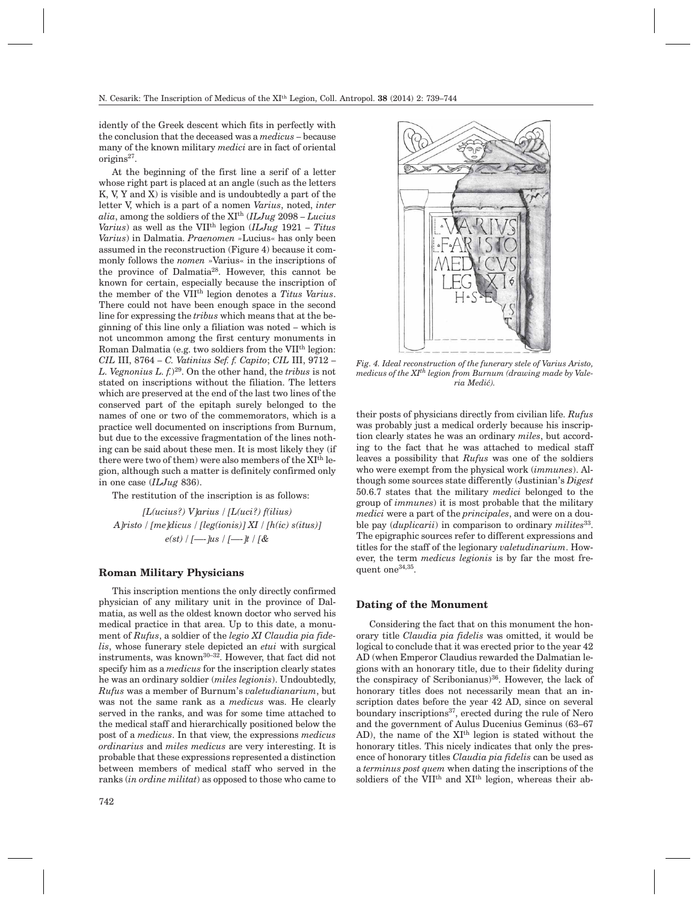idently of the Greek descent which fits in perfectly with the conclusion that the deceased was a *medicus* – because many of the known military *medici* are in fact of oriental origins[27].

At the beginning of the first line a serif of a letter whose right part is placed at an angle (such as the letters K, V, Y and X) is visible and is undoubtedly a part of the letter V, which is a part of a nomen *Varius*, noted, *inter alia*, among the soldiers of the XI[th] (*ILJug* 2098 – *Lucius Varius*) as well as the VII[th] legion (*ILJug* 1921 – *Titus Varius*) in Dalmatia. *Praenomen* »Lucius« has only been assumed in the reconstruction (Figure 4) because it commonly follows the *nomen* »Varius« in the inscriptions of the province of Dalmatia[28]. However, this cannot be known for certain, especially because the inscription of the member of the VII[th] legion denotes a *Titus Varius*. There could not have been enough space in the second line for expressing the *tribus* which means that at the beginning of this line only a filiation was noted – which is not uncommon among the first century monuments in Roman Dalmatia (e.g. two soldiers from the VII[th] legion: *CIL* III, 8764 – *C. Vatinius Sef. f. Capito*; *CIL* III, 9712 – *L. Vegnonius L. f.*)[29]. On the other hand, the *tribus* is not stated on inscriptions without the filiation. The letters which are preserved at the end of the last two lines of the conserved part of the epitaph surely belonged to the names of one or two of the commemorators, which is a practice well documented on inscriptions from Burnum, but due to the excessive fragmentation of the lines nothing can be said about these men. It is most likely they (if there were two of them) were also members of the XI[th] legion, although such a matter is definitely confirmed only in one case (*ILJug* 836).

The restitution of the inscription is as follows:

*[L(ucius?) V]arius / [L(uci?) f(ilius) A]risto / [me]dicus / [leg(ionis)] XI / [h(ic) s(itus)] e(st) / [----]us / [----]t / [&*

Fig. 4. Ideal reconstruction of the funerary stele of Varius Aristo, medicus of the XI[th] legion from Burnum (drawing made by Valeria Medić).

## Roman Military Physicians

This inscription mentions the only directly confirmed physician of any military unit in the province of Dalmatia, as well as the oldest known doctor who served his medical practice in that area. Up to this date, a monument of *Rufus*, a soldier of the *legio XI Claudia pia fidelis*, whose funerary stele depicted an *etui* with surgical instruments, was known[30–32]. However, that fact did not specify him as a *medicus* for the inscription clearly states he was an ordinary soldier (*miles legionis*). Undoubtedly, *Rufus* was a member of Burnum's *valetudianarium*, but was not the same rank as a *medicus* was. He clearly served in the ranks, and was for some time attached to the medical staff and hierarchically positioned below the post of a *medicus*. In that view, the expressions *medicus ordinarius* and *miles medicus* are very interesting. It is probable that these expressions represented a distinction between members of medical staff who served in the ranks (*in ordine militat*) as opposed to those who came to their posts of physicians directly from civilian life. *Rufus* was probably just a medical orderly because his inscription clearly states he was an ordinary *miles*, but according to the fact that he was attached to medical staff leaves a possibility that *Rufus* was one of the soldiers who were exempt from the physical work (*immunes*). Although some sources state differently (Justinian's *Digest* 50.6.7 states that the military *medici* belonged to the group of *immunes*) it is most probable that the military *medici* were a part of the *principales*, and were on a double pay (*duplicarii*) in comparison to ordinary *milites*[33]. The epigraphic sources refer to different expressions and titles for the staff of the legionary *valetudinarium*. However, the term *medicus legionis* is by far the most frequent one[34,35].

## Dating of the Monument

Considering the fact that on this monument the honorary title *Claudia pia fidelis* was omitted, it would be logical to conclude that it was erected prior to the year 42 AD (when Emperor Claudius rewarded the Dalmatian legions with an honorary title, due to their fidelity during the conspiracy of Scribonianus)[36]. However, the lack of honorary titles does not necessarily mean that an inscription dates before the year 42 AD, since on several boundary inscriptions[37], erected during the rule of Nero and the government of Aulus Ducenius Geminus (63–67 AD), the name of the XI[th] legion is stated without the honorary titles. This nicely indicates that only the presence of honorary titles *Claudia pia fidelis* can be used as a *terminus post quem* when dating the inscriptions of the soldiers of the VII[th] and XI[th] legion, whereas their ab-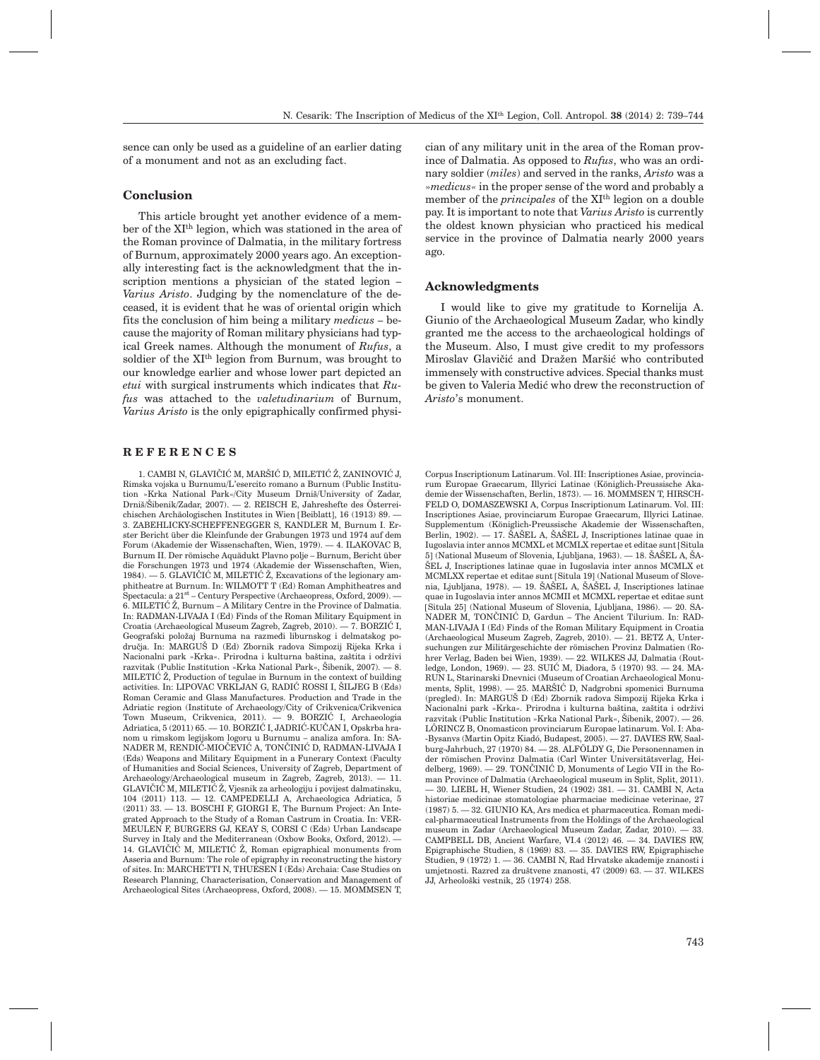sence can only be used as a guideline of an earlier dating of a monument and not as an excluding fact.

## Conclusion

This article brought yet another evidence of a member of the XI$^{th}$ legion, which was stationed in the area of the Roman province of Dalmatia, in the military fortress of Burnum, approximately 2000 years ago. An exceptionally interesting fact is the acknowledgment that the inscription mentions a physician of the stated legion – *Varius Aristo*. Judging by the nomenclature of the deceased, it is evident that he was of oriental origin which fits the conclusion of him being a military *medicus* – because the majority of Roman military physicians had typical Greek names. Although the monument of *Rufus*, a soldier of the XI$^{th}$ legion from Burnum, was brought to our knowledge earlier and whose lower part depicted an *etui* with surgical instruments which indicates that *Rufus* was attached to the *valetudinarium* of Burnum, *Varius Aristo* is the only epigraphically confirmed physician of any military unit in the area of the Roman province of Dalmatia. As opposed to *Rufus*, who was an ordinary soldier (*miles*) and served in the ranks, *Aristo* was a »*medicus*« in the proper sense of the word and probably a member of the *principales* of the XI$^{th}$ legion on a double pay. It is important to note that *Varius Aristo* is currently the oldest known physician who practiced his medical service in the province of Dalmatia nearly 2000 years ago.

## Acknowledgments

I would like to give my gratitude to Kornelija A. Giunio of the Archaeological Museum Zadar, who kindly granted me the access to the archaeological holdings of the Museum. Also, I must give credit to my professors Miroslav Glavičić and Dražen Maršić who contributed immensely with constructive advices. Special thanks must be given to Valeria Medić who drew the reconstruction of *Aristo*'s monument.

## REFERENCES

1. CAMBI N, GLAVIČIĆ M, MARŠIĆ D, MILETIĆ Ž, ZANINOVIĆ J, Rimska vojska u Burnumu/L'esercito romano a Burnum (Public Institution »Krka National Park«/City Museum Drniš/University of Zadar, Drniš/Šibenik/Zadar, 2007). — 2. REISCH E, Jahreshefte des Österreichischen Archäologischen Institutes in Wien [Beiblatt], 16 (1913) 89. — 3. ZABEHLICKY-SCHEFFENEGGER S, KANDLER M, Burnum I. Erster Bericht über die Kleinfunde der Grabungen 1973 und 1974 auf dem Forum (Akademie der Wissenschaften, Wien, 1979). — 4. ILAKOVAC B, Burnum II. Der römische Aquädukt Plavno polje – Burnum, Bericht über die Forschungen 1973 und 1974 (Akademie der Wissenschaften, Wien, 1984). — 5. GLAVIČIĆ M, MILETIĆ Ž, Excavations of the legionary amphitheatre at Burnum. In: WILMOTT T (Ed) Roman Amphitheatres and Spectacula: a 21$^{st}$ – Century Perspective (Archaeopress, Oxford, 2009). — 6. MILETIĆ Ž, Burnum – A Military Centre in the Province of Dalmatia. In: RADMAN-LIVAJA I (Ed) Finds of the Roman Military Equipment in Croatia (Archaeological Museum Zagreb, Zagreb, 2010). — 7. BORZIĆ I, Geografski položaj Burnuma na razmeđi liburnskog i delmatskog područja. In: MARGUŠ D (Ed) Zbornik radova Simpozij Rijeka Krka i Nacionalni park »Krka«. Prirodna i kulturna baština, zaštita i održivi razvitak (Public Institution »Krka National Park«, Šibenik, 2007). — 8. MILETIĆ Ž, Production of tegulae in Burnum in the context of building activities. In: LIPOVAC VRKLJAN G, RADIĆ ROSSI I, ŠILJEG B (Eds) Roman Ceramic and Glass Manufactures. Production and Trade in the Adriatic region (Institute of Archaeology/City of Crikvenica/Crikvenica Town Museum, Crikvenica, 2011). — 9. BORZIĆ I, Archaeologia Adriatica, 5 (2011) 65. — 10. BORZIĆ I, JADRIĆ-KUČAN I, Opskrba hranom u rimskom legijskom logoru u Burnumu – analiza amfora. In: SANADER M, RENDIĆ-MIOČEVIĆ A, TONČINIĆ D, RADMAN-LIVAJA I (Eds) Weapons and Military Equipment in a Funerary Context (Faculty of Humanities and Social Sciences, University of Zagreb, Department of Archaeology/Archaeological museum in Zagreb, Zagreb, 2013). — 11. GLAVIČIĆ M, MILETIĆ Ž, Vjesnik za arheologiju i povijest dalmatinsku, 104 (2011) 113. — 12. CAMPEDELLI A, Archaeologica Adriatica, 5 (2011) 33. — 13. BOSCHI F, GIORGI E, The Burnum Project: An Integrated Approach to the Study of a Roman Castrum in Croatia. In: VERMEULEN F, BURGERS GJ, KEAY S, CORSI C (Eds) Urban Landscape Survey in Italy and the Mediterranean (Oxbow Books, Oxford, 2012). — 14. GLAVIČIĆ M, MILETIĆ Ž, Roman epigraphical monuments from Asseria and Burnum: The role of epigraphy in reconstructing the history of sites. In: MARCHETTI N, THUESEN I (Eds) Archaia: Case Studies on Research Planning, Characterisation, Conservation and Management of Archaeological Sites (Archaeopress, Oxford, 2008). — 15. MOMMSEN T, Corpus Inscriptionum Latinarum. Vol. III: Inscriptiones Asiae, provinciarum Europae Graecarum, Illyrici Latinae (Königlich-Preussische Akademie der Wissenschaften, Berlin, 1873). — 16. MOMMSEN T, HIRSCHFELD O, DOMASZEWSKI A, Corpus Inscriptionum Latinarum. Vol. III: Inscriptiones Asiae, provinciarum Europae Graecarum, Illyrici Latinae. Supplementum (Königlich-Preussische Akademie der Wissenschaften, Berlin, 1902). — 17. ŠAŠEL A, ŠAŠEL J, Inscriptiones latinae quae in Iugoslavia inter annos MCMXL et MCMLX repertae et editae sunt [Situla 5] (National Museum of Slovenia, Ljubljana, 1963). — 18. ŠAŠEL A, ŠAŠEL J, Inscriptiones latinae quae in Iugoslavia inter annos MCMLX et MCMLXX repertae et editae sunt [Situla 19] (National Museum of Slovenia, Ljubljana, 1978). — 19. ŠAŠEL A, ŠAŠEL J, Inscriptiones latinae quae in Iugoslavia inter annos MCMII et MCMXL repertae et editae sunt [Situla 25] (National Museum of Slovenia, Ljubljana, 1986). — 20. SANADER M, TONČINIĆ D, Gardun – The Ancient Tilurium. In: RADMAN-LIVAJA I (Ed) Finds of the Roman Military Equipment in Croatia (Archaeological Museum Zagreb, Zagreb, 2010). — 21. BETZ A, Untersuchungen zur Militärgeschichte der römischen Provinz Dalmatien (Rohrer Verlag, Baden bei Wien, 1939). — 22. WILKES JJ, Dalmatia (Routledge, London, 1969). — 23. SUIĆ M, Diadora, 5 (1970) 93. — 24. MARUN L, Starinarski Dnevnici (Museum of Croatian Archaeological Monuments, Split, 1998). — 25. MARŠIĆ D, Nadgrobni spomenici Burnuma (pregled). In: MARGUŠ D (Ed) Zbornik radova Simpozij Rijeka Krka i Nacionalni park »Krka«. Prirodna i kulturna baština, zaštita i održivi razvitak (Public Institution »Krka National Park«, Šibenik, 2007). — 26. LŐRINCZ B, Onomasticon provinciarum Europae latinarum. Vol. I: Aba-Bysanvs (Martin Opitz Kiadó, Budapest, 2005). — 27. DAVIES RW, Saalburg-Jahrbuch, 27 (1970) 84. — 28. ALFÖLDY G, Die Personennamen in der römischen Provinz Dalmatia (Carl Winter Universitätsverlag, Heidelberg, 1969). — 29. TONČINIĆ D, Monuments of Legio VII in the Roman Province of Dalmatia (Archaeological museum in Split, Split, 2011). — 30. LIEBL H, Wiener Studien, 24 (1902) 381. — 31. CAMBI N, Acta historiae medicinae stomatologiae pharmaciae medicinae veterinae, 27 (1987) 5. — 32. GIUNIO KA, Ars medica et pharmaceutica. Roman medical-pharmaceutical Instruments from the Holdings of the Archaeological museum in Zadar (Archaeological Museum Zadar, Zadar, 2010). — 33. CAMPBELL DB, Ancient Warfare, VI.4 (2012) 46. — 34. DAVIES RW, Epigraphische Studien, 8 (1969) 83. — 35. DAVIES RW, Epigraphische Studien, 9 (1972) 1. — 36. CAMBI N, Rad Hrvatske akademije znanosti i umjetnosti. Razred za društvene znanosti, 47 (2009) 63. — 37. WILKES JJ, Arheološki vestnik, 25 (1974) 258.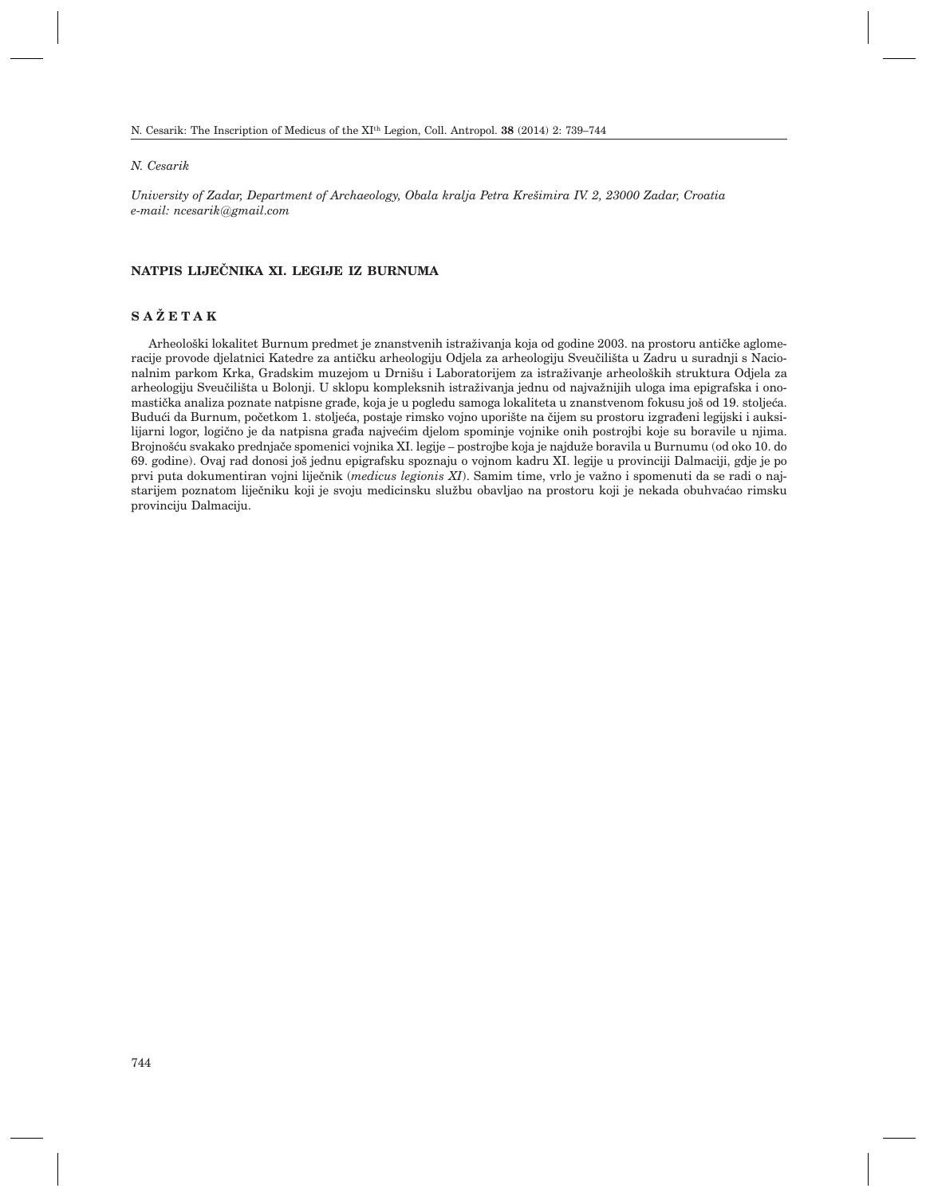*N. Cesarik*

*University of Zadar, Department of Archaeology, Obala kralja Petra Krešimira IV. 2, 23000 Zadar, Croatia*
*e-mail: ncesarik@gmail.com*

## NATPIS LIJEČNIKA XI. LEGIJE IZ BURNUMA

### S A Ž E T A K

Arheološki lokalitet Burnum predmet je znanstvenih istraživanja koja od godine 2003. na prostoru antičke aglomeracije provode djelatnici Katedre za antičku arheologiju Odjela za arheologiju Sveučilišta u Zadru u suradnji s Nacionalnim parkom Krka, Gradskim muzejom u Drnišu i Laboratorijem za istraživanje arheoloških struktura Odjela za arheologiju Sveučilišta u Bolonji. U sklopu kompleksnih istraživanja jednu od najvažnijih uloga ima epigrafska i onomastička analiza poznate natpisne građe, koja je u pogledu samoga lokaliteta u znanstvenom fokusu još od 19. stoljeća. Budući da Burnum, početkom 1. stoljeća, postaje rimsko vojno uporište na čijem su prostoru izgrađeni legijski i auksilijarni logor, logično je da natpisna građa najvećim djelom spominje vojnike onih postrojbi koje su boravile u njima. Brojnošću svakako prednjače spomenici vojnika XI. legije – postrojbe koja je najduže boravila u Burnumu (od oko 10. do 69. godine). Ovaj rad donosi još jednu epigrafsku spoznaju o vojnom kadru XI. legije u provinciji Dalmaciji, gdje je po prvi puta dokumentiran vojni liječnik (*medicus legionis XI*). Samim time, vrlo je važno i spomenuti da se radi o najstarijem poznatom liječniku koji je svoju medicinsku službu obavljao na prostoru koji je nekada obuhvaćao rimsku provinciju Dalmaciju.